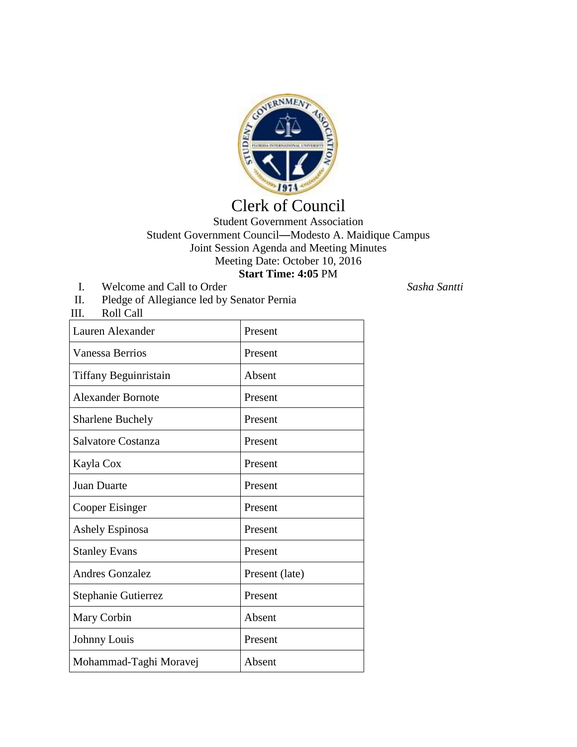# Clerk of Council

Student Government Association
Student Government Council—Modesto A. Maidique Campus
Joint Session Agenda and Meeting Minutes
Meeting Date: October 10, 2016
**Start Time: 4:05** PM

I. Welcome and Call to Order *Sasha Santti*

II. Pledge of Allegiance led by Senator Pernia

III. Roll Call

| Name | Status |
|---|---|
| Lauren Alexander | Present |
| Vanessa Berrios | Present |
| Tiffany Beguinristain | Absent |
| Alexander Bornote | Present |
| Sharlene Buchely | Present |
| Salvatore Costanza | Present |
| Kayla Cox | Present |
| Juan Duarte | Present |
| Cooper Eisinger | Present |
| Ashely Espinosa | Present |
| Stanley Evans | Present |
| Andres Gonzalez | Present (late) |
| Stephanie Gutierrez | Present |
| Mary Corbin | Absent |
| Johnny Louis | Present |
| Mohammad-Taghi Moravej | Absent |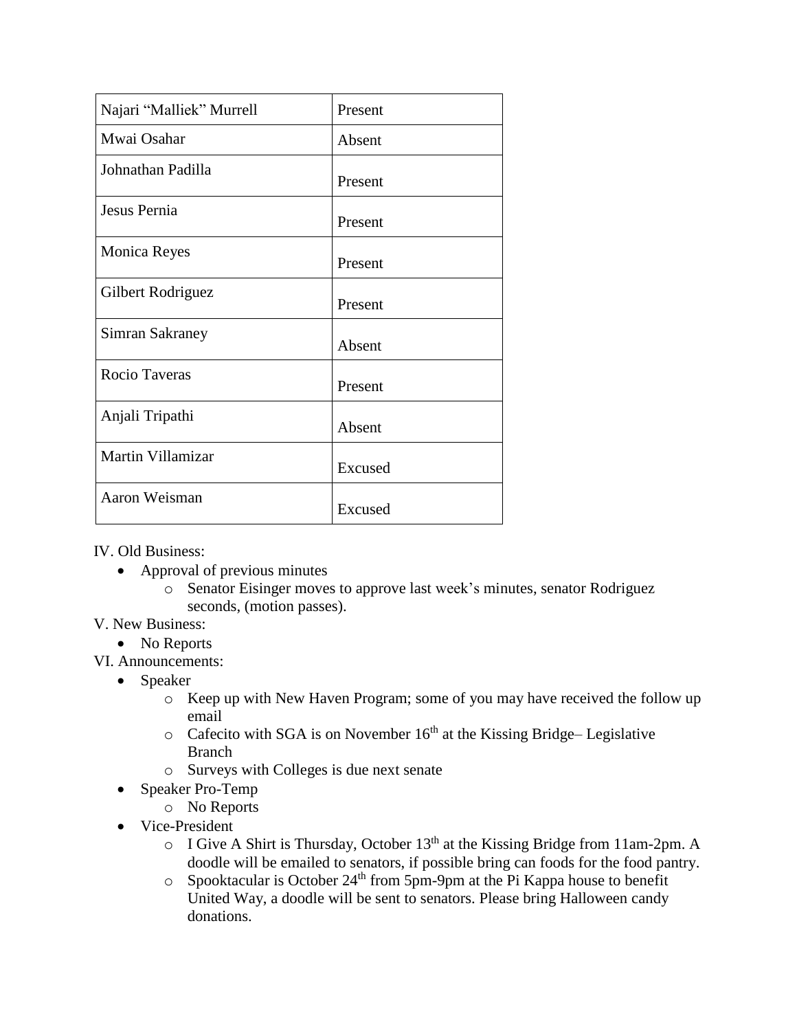| Najari "Malliek" Murrell | Present |
| --- | --- |
| Mwai Osahar | Absent |
| Johnathan Padilla | Present |
| Jesus Pernia | Present |
| Monica Reyes | Present |
| Gilbert Rodriguez | Present |
| Simran Sakraney | Absent |
| Rocio Taveras | Present |
| Anjali Tripathi | Absent |
| Martin Villamizar | Excused |
| Aaron Weisman | Excused |

IV. Old Business:

- Approval of previous minutes
  - Senator Eisinger moves to approve last week's minutes, senator Rodriguez seconds, (motion passes).

V. New Business:

- No Reports

VI. Announcements:

- Speaker
  - Keep up with New Haven Program; some of you may have received the follow up email
  - Cafecito with SGA is on November 16th at the Kissing Bridge– Legislative Branch
  - Surveys with Colleges is due next senate
- Speaker Pro-Temp
  - No Reports
- Vice-President
  - I Give A Shirt is Thursday, October 13th at the Kissing Bridge from 11am-2pm. A doodle will be emailed to senators, if possible bring can foods for the food pantry.
  - Spooktacular is October 24th from 5pm-9pm at the Pi Kappa house to benefit United Way, a doodle will be sent to senators. Please bring Halloween candy donations.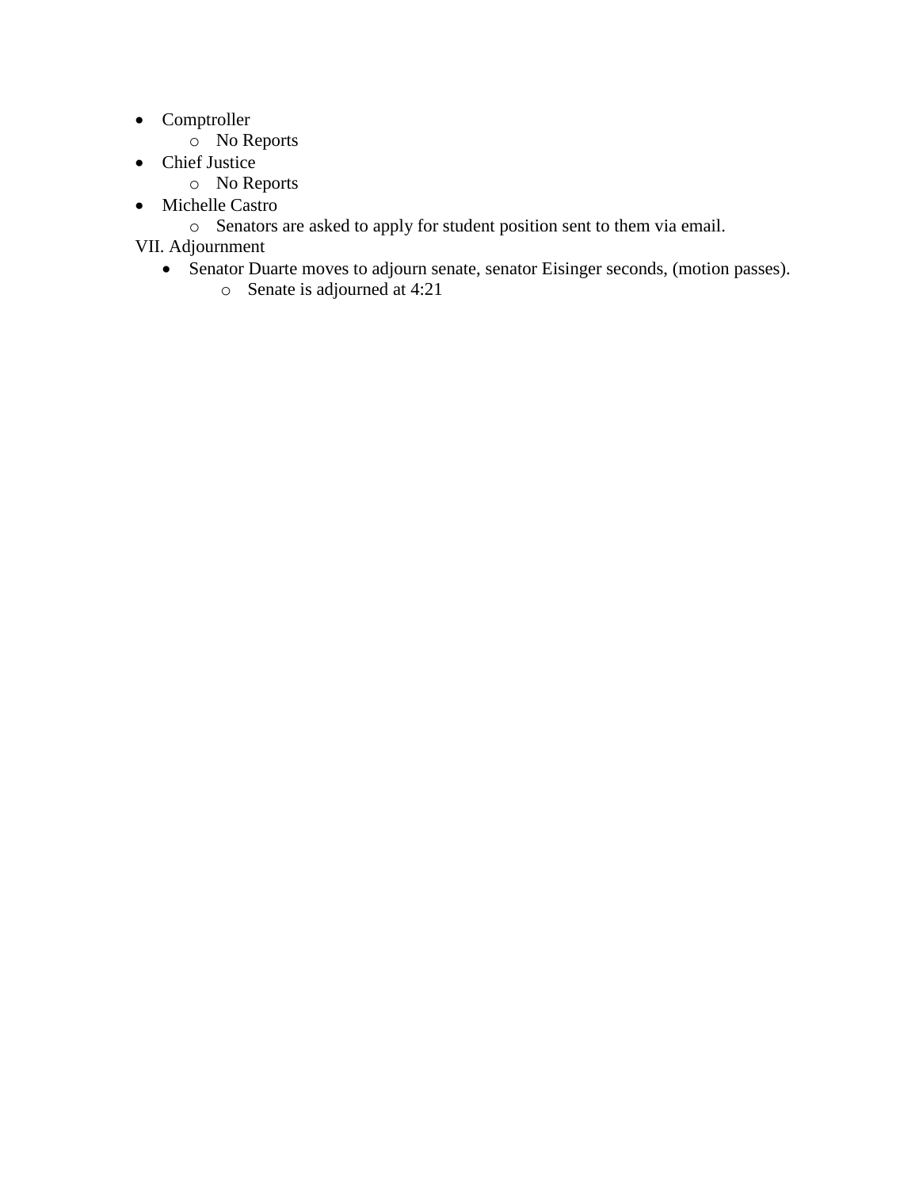- Comptroller
  - No Reports
- Chief Justice
  - No Reports
- Michelle Castro
  - Senators are asked to apply for student position sent to them via email.

VII. Adjournment

- Senator Duarte moves to adjourn senate, senator Eisinger seconds, (motion passes).
  - Senate is adjourned at 4:21